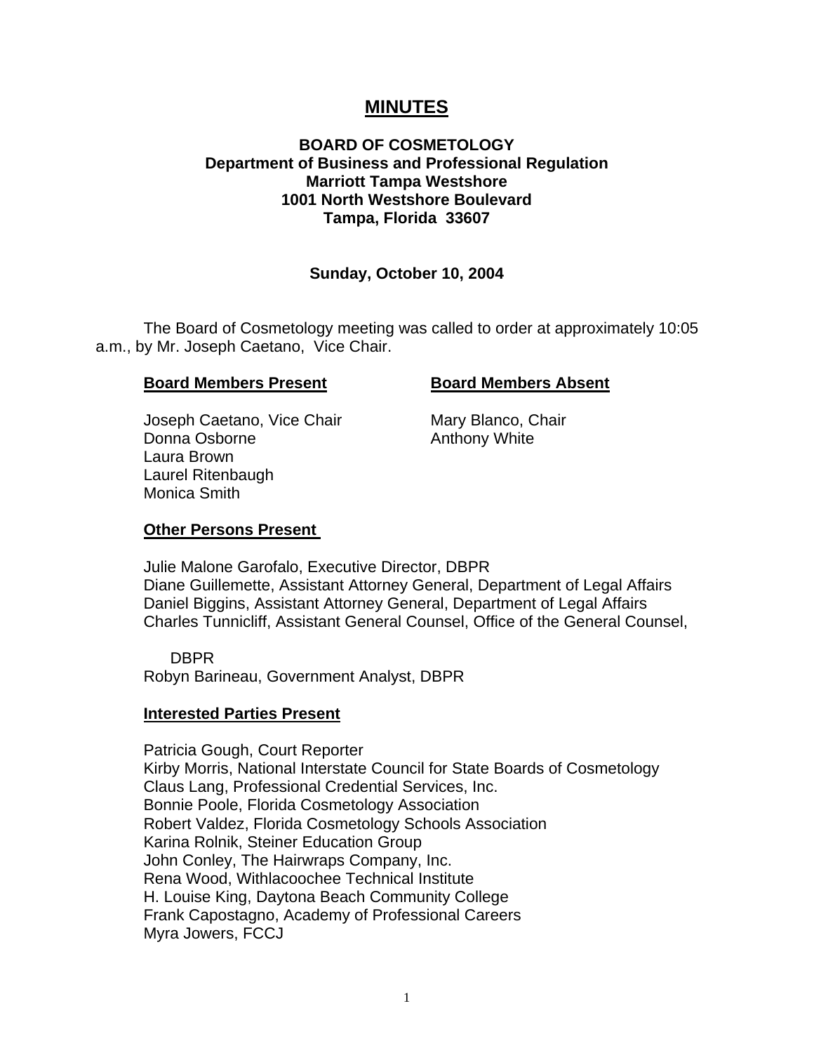# MINUTES

**BOARD OF COSMETOLOGY**
**Department of Business and Professional Regulation**
**Marriott Tampa Westshore**
**1001 North Westshore Boulevard**
**Tampa, Florida 33607**

**Sunday, October 10, 2004**

The Board of Cosmetology meeting was called to order at approximately 10:05 a.m., by Mr. Joseph Caetano, Vice Chair.

| **Board Members Present** | **Board Members Absent** |
|---|---|
| Joseph Caetano, Vice Chair | Mary Blanco, Chair |
| Donna Osborne | Anthony White |
| Laura Brown | |
| Laurel Ritenbaugh | |
| Monica Smith | |

**Other Persons Present**

Julie Malone Garofalo, Executive Director, DBPR
Diane Guillemette, Assistant Attorney General, Department of Legal Affairs
Daniel Biggins, Assistant Attorney General, Department of Legal Affairs
Charles Tunnicliff, Assistant General Counsel, Office of the General Counsel, DBPR
Robyn Barineau, Government Analyst, DBPR

**Interested Parties Present**

Patricia Gough, Court Reporter
Kirby Morris, National Interstate Council for State Boards of Cosmetology
Claus Lang, Professional Credential Services, Inc.
Bonnie Poole, Florida Cosmetology Association
Robert Valdez, Florida Cosmetology Schools Association
Karina Rolnik, Steiner Education Group
John Conley, The Hairwraps Company, Inc.
Rena Wood, Withlacoochee Technical Institute
H. Louise King, Daytona Beach Community College
Frank Capostagno, Academy of Professional Careers
Myra Jowers, FCCJ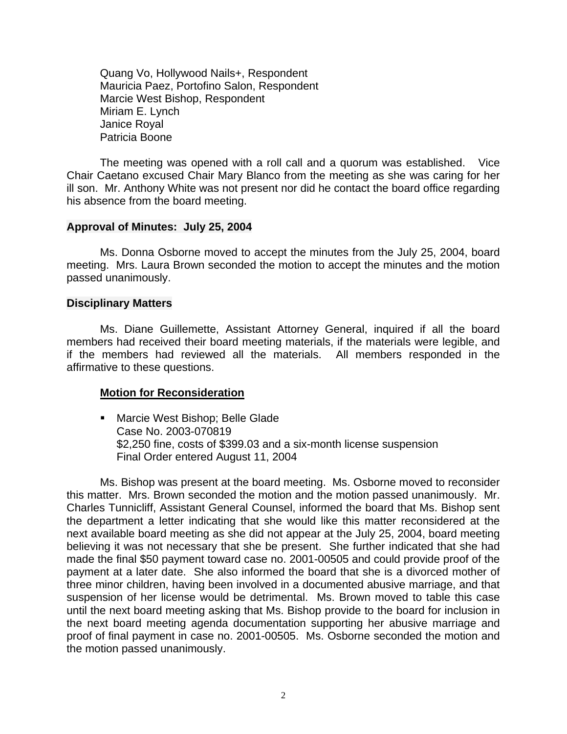Quang Vo, Hollywood Nails+, Respondent
Mauricia Paez, Portofino Salon, Respondent
Marcie West Bishop, Respondent
Miriam E. Lynch
Janice Royal
Patricia Boone

The meeting was opened with a roll call and a quorum was established. Vice Chair Caetano excused Chair Mary Blanco from the meeting as she was caring for her ill son. Mr. Anthony White was not present nor did he contact the board office regarding his absence from the board meeting.

**Approval of Minutes: July 25, 2004**

Ms. Donna Osborne moved to accept the minutes from the July 25, 2004, board meeting. Mrs. Laura Brown seconded the motion to accept the minutes and the motion passed unanimously.

**Disciplinary Matters**

Ms. Diane Guillemette, Assistant Attorney General, inquired if all the board members had received their board meeting materials, if the materials were legible, and if the members had reviewed all the materials. All members responded in the affirmative to these questions.

**Motion for Reconsideration**

- Marcie West Bishop; Belle Glade
  Case No. 2003-070819
  $2,250 fine, costs of $399.03 and a six-month license suspension
  Final Order entered August 11, 2004

Ms. Bishop was present at the board meeting. Ms. Osborne moved to reconsider this matter. Mrs. Brown seconded the motion and the motion passed unanimously. Mr. Charles Tunnicliff, Assistant General Counsel, informed the board that Ms. Bishop sent the department a letter indicating that she would like this matter reconsidered at the next available board meeting as she did not appear at the July 25, 2004, board meeting believing it was not necessary that she be present. She further indicated that she had made the final $50 payment toward case no. 2001-00505 and could provide proof of the payment at a later date. She also informed the board that she is a divorced mother of three minor children, having been involved in a documented abusive marriage, and that suspension of her license would be detrimental. Ms. Brown moved to table this case until the next board meeting asking that Ms. Bishop provide to the board for inclusion in the next board meeting agenda documentation supporting her abusive marriage and proof of final payment in case no. 2001-00505. Ms. Osborne seconded the motion and the motion passed unanimously.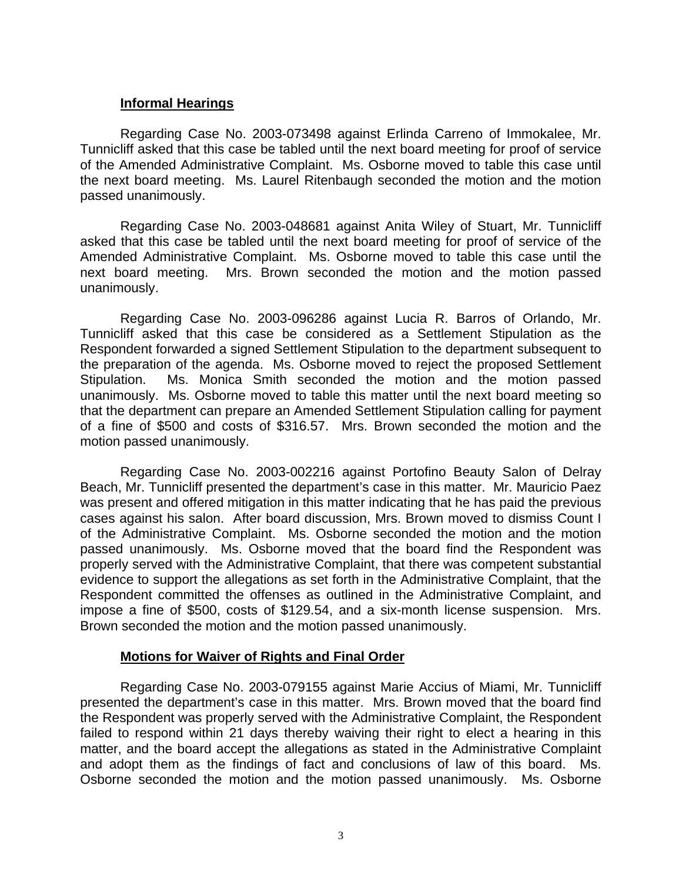### **Informal Hearings**

Regarding Case No. 2003-073498 against Erlinda Carreno of Immokalee, Mr. Tunnicliff asked that this case be tabled until the next board meeting for proof of service of the Amended Administrative Complaint. Ms. Osborne moved to table this case until the next board meeting. Ms. Laurel Ritenbaugh seconded the motion and the motion passed unanimously.

Regarding Case No. 2003-048681 against Anita Wiley of Stuart, Mr. Tunnicliff asked that this case be tabled until the next board meeting for proof of service of the Amended Administrative Complaint. Ms. Osborne moved to table this case until the next board meeting. Mrs. Brown seconded the motion and the motion passed unanimously.

Regarding Case No. 2003-096286 against Lucia R. Barros of Orlando, Mr. Tunnicliff asked that this case be considered as a Settlement Stipulation as the Respondent forwarded a signed Settlement Stipulation to the department subsequent to the preparation of the agenda. Ms. Osborne moved to reject the proposed Settlement Stipulation. Ms. Monica Smith seconded the motion and the motion passed unanimously. Ms. Osborne moved to table this matter until the next board meeting so that the department can prepare an Amended Settlement Stipulation calling for payment of a fine of $500 and costs of $316.57. Mrs. Brown seconded the motion and the motion passed unanimously.

Regarding Case No. 2003-002216 against Portofino Beauty Salon of Delray Beach, Mr. Tunnicliff presented the department's case in this matter. Mr. Mauricio Paez was present and offered mitigation in this matter indicating that he has paid the previous cases against his salon. After board discussion, Mrs. Brown moved to dismiss Count I of the Administrative Complaint. Ms. Osborne seconded the motion and the motion passed unanimously. Ms. Osborne moved that the board find the Respondent was properly served with the Administrative Complaint, that there was competent substantial evidence to support the allegations as set forth in the Administrative Complaint, that the Respondent committed the offenses as outlined in the Administrative Complaint, and impose a fine of $500, costs of $129.54, and a six-month license suspension. Mrs. Brown seconded the motion and the motion passed unanimously.

### **Motions for Waiver of Rights and Final Order**

Regarding Case No. 2003-079155 against Marie Accius of Miami, Mr. Tunnicliff presented the department's case in this matter. Mrs. Brown moved that the board find the Respondent was properly served with the Administrative Complaint, the Respondent failed to respond within 21 days thereby waiving their right to elect a hearing in this matter, and the board accept the allegations as stated in the Administrative Complaint and adopt them as the findings of fact and conclusions of law of this board. Ms. Osborne seconded the motion and the motion passed unanimously. Ms. Osborne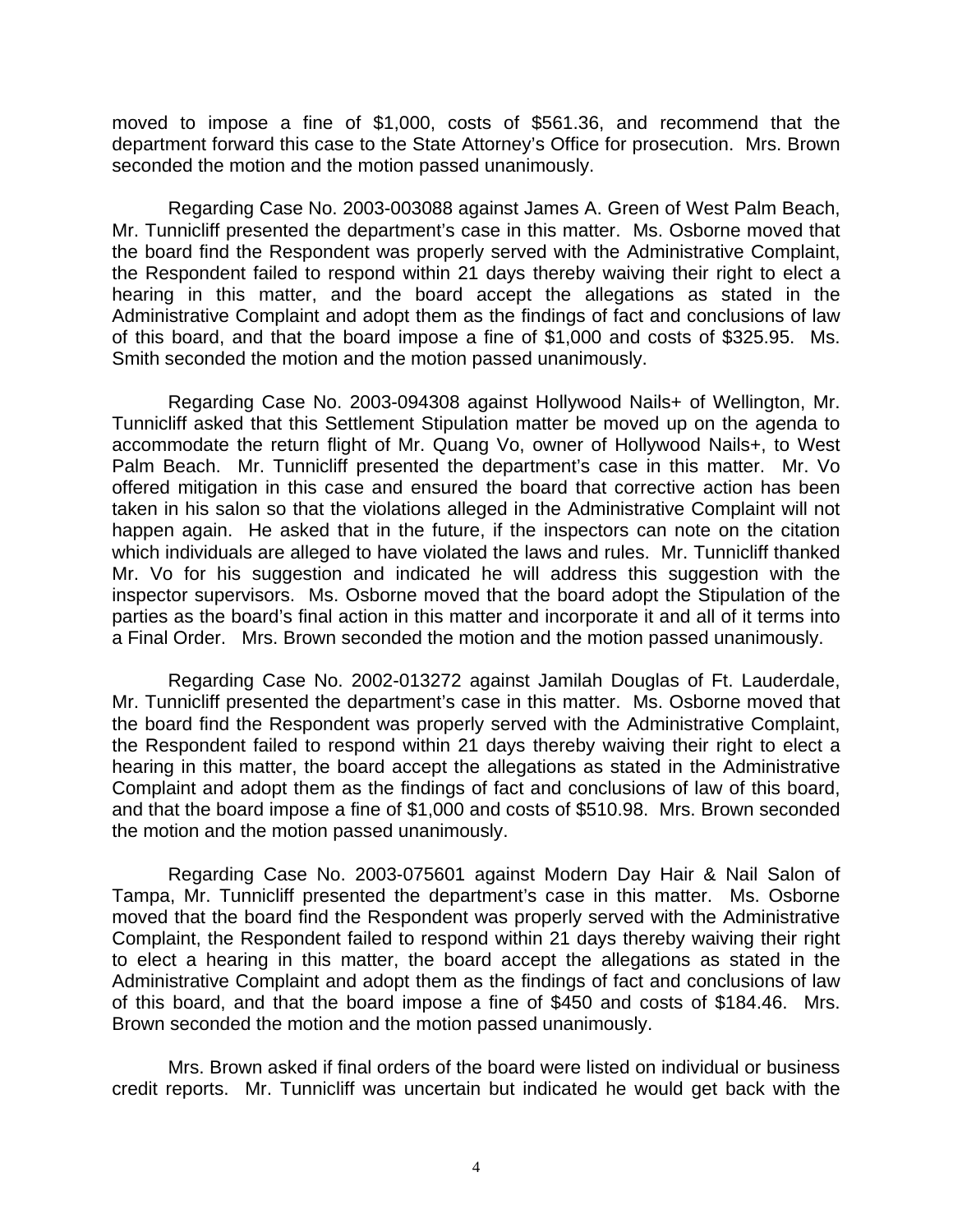moved to impose a fine of $1,000, costs of $561.36, and recommend that the department forward this case to the State Attorney's Office for prosecution. Mrs. Brown seconded the motion and the motion passed unanimously.

Regarding Case No. 2003-003088 against James A. Green of West Palm Beach, Mr. Tunnicliff presented the department's case in this matter. Ms. Osborne moved that the board find the Respondent was properly served with the Administrative Complaint, the Respondent failed to respond within 21 days thereby waiving their right to elect a hearing in this matter, and the board accept the allegations as stated in the Administrative Complaint and adopt them as the findings of fact and conclusions of law of this board, and that the board impose a fine of $1,000 and costs of $325.95. Ms. Smith seconded the motion and the motion passed unanimously.

Regarding Case No. 2003-094308 against Hollywood Nails+ of Wellington, Mr. Tunnicliff asked that this Settlement Stipulation matter be moved up on the agenda to accommodate the return flight of Mr. Quang Vo, owner of Hollywood Nails+, to West Palm Beach. Mr. Tunnicliff presented the department's case in this matter. Mr. Vo offered mitigation in this case and ensured the board that corrective action has been taken in his salon so that the violations alleged in the Administrative Complaint will not happen again. He asked that in the future, if the inspectors can note on the citation which individuals are alleged to have violated the laws and rules. Mr. Tunnicliff thanked Mr. Vo for his suggestion and indicated he will address this suggestion with the inspector supervisors. Ms. Osborne moved that the board adopt the Stipulation of the parties as the board's final action in this matter and incorporate it and all of it terms into a Final Order. Mrs. Brown seconded the motion and the motion passed unanimously.

Regarding Case No. 2002-013272 against Jamilah Douglas of Ft. Lauderdale, Mr. Tunnicliff presented the department's case in this matter. Ms. Osborne moved that the board find the Respondent was properly served with the Administrative Complaint, the Respondent failed to respond within 21 days thereby waiving their right to elect a hearing in this matter, the board accept the allegations as stated in the Administrative Complaint and adopt them as the findings of fact and conclusions of law of this board, and that the board impose a fine of $1,000 and costs of $510.98. Mrs. Brown seconded the motion and the motion passed unanimously.

Regarding Case No. 2003-075601 against Modern Day Hair & Nail Salon of Tampa, Mr. Tunnicliff presented the department's case in this matter. Ms. Osborne moved that the board find the Respondent was properly served with the Administrative Complaint, the Respondent failed to respond within 21 days thereby waiving their right to elect a hearing in this matter, the board accept the allegations as stated in the Administrative Complaint and adopt them as the findings of fact and conclusions of law of this board, and that the board impose a fine of $450 and costs of $184.46. Mrs. Brown seconded the motion and the motion passed unanimously.

Mrs. Brown asked if final orders of the board were listed on individual or business credit reports. Mr. Tunnicliff was uncertain but indicated he would get back with the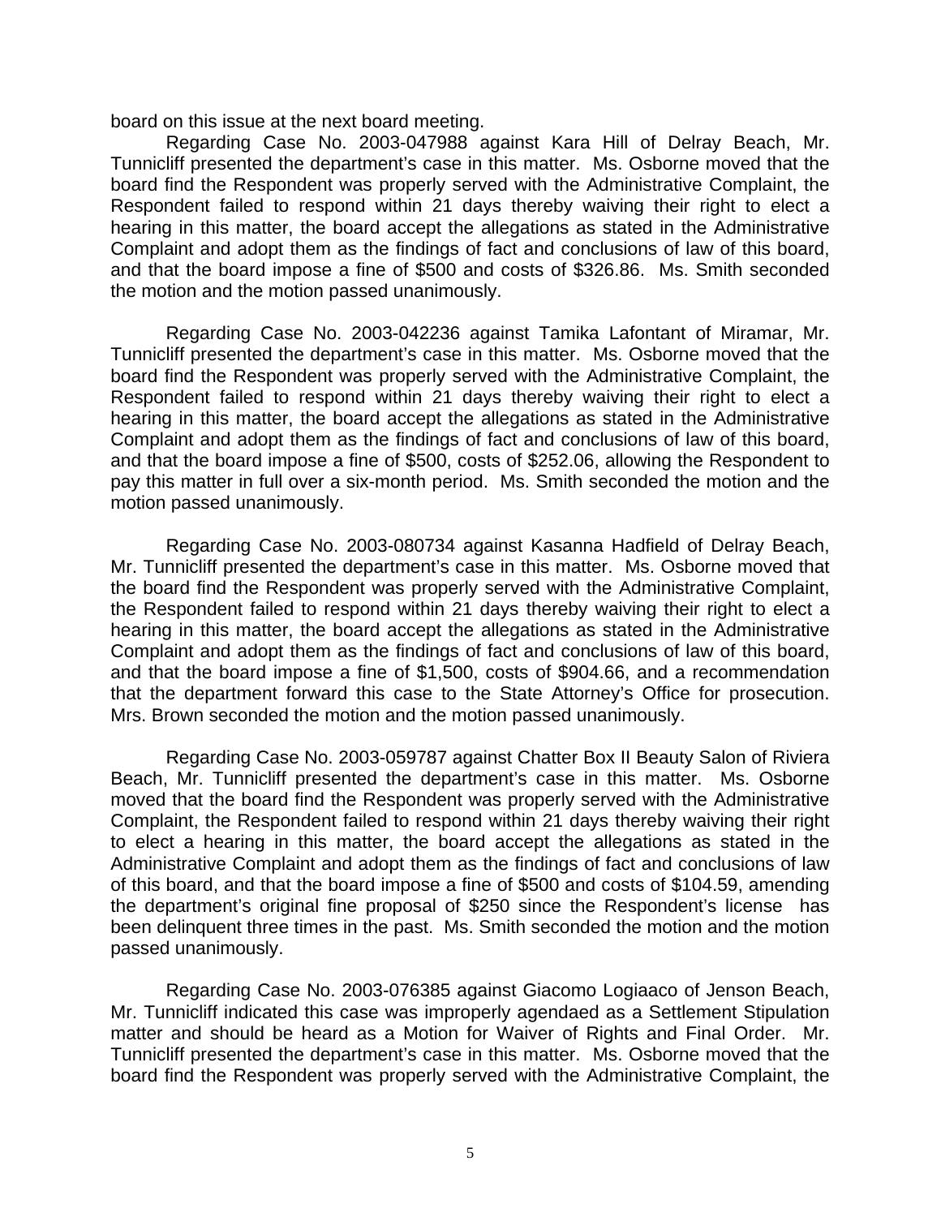board on this issue at the next board meeting.

Regarding Case No. 2003-047988 against Kara Hill of Delray Beach, Mr. Tunnicliff presented the department's case in this matter. Ms. Osborne moved that the board find the Respondent was properly served with the Administrative Complaint, the Respondent failed to respond within 21 days thereby waiving their right to elect a hearing in this matter, the board accept the allegations as stated in the Administrative Complaint and adopt them as the findings of fact and conclusions of law of this board, and that the board impose a fine of $500 and costs of $326.86. Ms. Smith seconded the motion and the motion passed unanimously.

Regarding Case No. 2003-042236 against Tamika Lafontant of Miramar, Mr. Tunnicliff presented the department's case in this matter. Ms. Osborne moved that the board find the Respondent was properly served with the Administrative Complaint, the Respondent failed to respond within 21 days thereby waiving their right to elect a hearing in this matter, the board accept the allegations as stated in the Administrative Complaint and adopt them as the findings of fact and conclusions of law of this board, and that the board impose a fine of $500, costs of $252.06, allowing the Respondent to pay this matter in full over a six-month period. Ms. Smith seconded the motion and the motion passed unanimously.

Regarding Case No. 2003-080734 against Kasanna Hadfield of Delray Beach, Mr. Tunnicliff presented the department's case in this matter. Ms. Osborne moved that the board find the Respondent was properly served with the Administrative Complaint, the Respondent failed to respond within 21 days thereby waiving their right to elect a hearing in this matter, the board accept the allegations as stated in the Administrative Complaint and adopt them as the findings of fact and conclusions of law of this board, and that the board impose a fine of $1,500, costs of $904.66, and a recommendation that the department forward this case to the State Attorney's Office for prosecution. Mrs. Brown seconded the motion and the motion passed unanimously.

Regarding Case No. 2003-059787 against Chatter Box II Beauty Salon of Riviera Beach, Mr. Tunnicliff presented the department's case in this matter. Ms. Osborne moved that the board find the Respondent was properly served with the Administrative Complaint, the Respondent failed to respond within 21 days thereby waiving their right to elect a hearing in this matter, the board accept the allegations as stated in the Administrative Complaint and adopt them as the findings of fact and conclusions of law of this board, and that the board impose a fine of $500 and costs of $104.59, amending the department's original fine proposal of $250 since the Respondent's license has been delinquent three times in the past. Ms. Smith seconded the motion and the motion passed unanimously.

Regarding Case No. 2003-076385 against Giacomo Logiaaco of Jenson Beach, Mr. Tunnicliff indicated this case was improperly agendaed as a Settlement Stipulation matter and should be heard as a Motion for Waiver of Rights and Final Order. Mr. Tunnicliff presented the department's case in this matter. Ms. Osborne moved that the board find the Respondent was properly served with the Administrative Complaint, the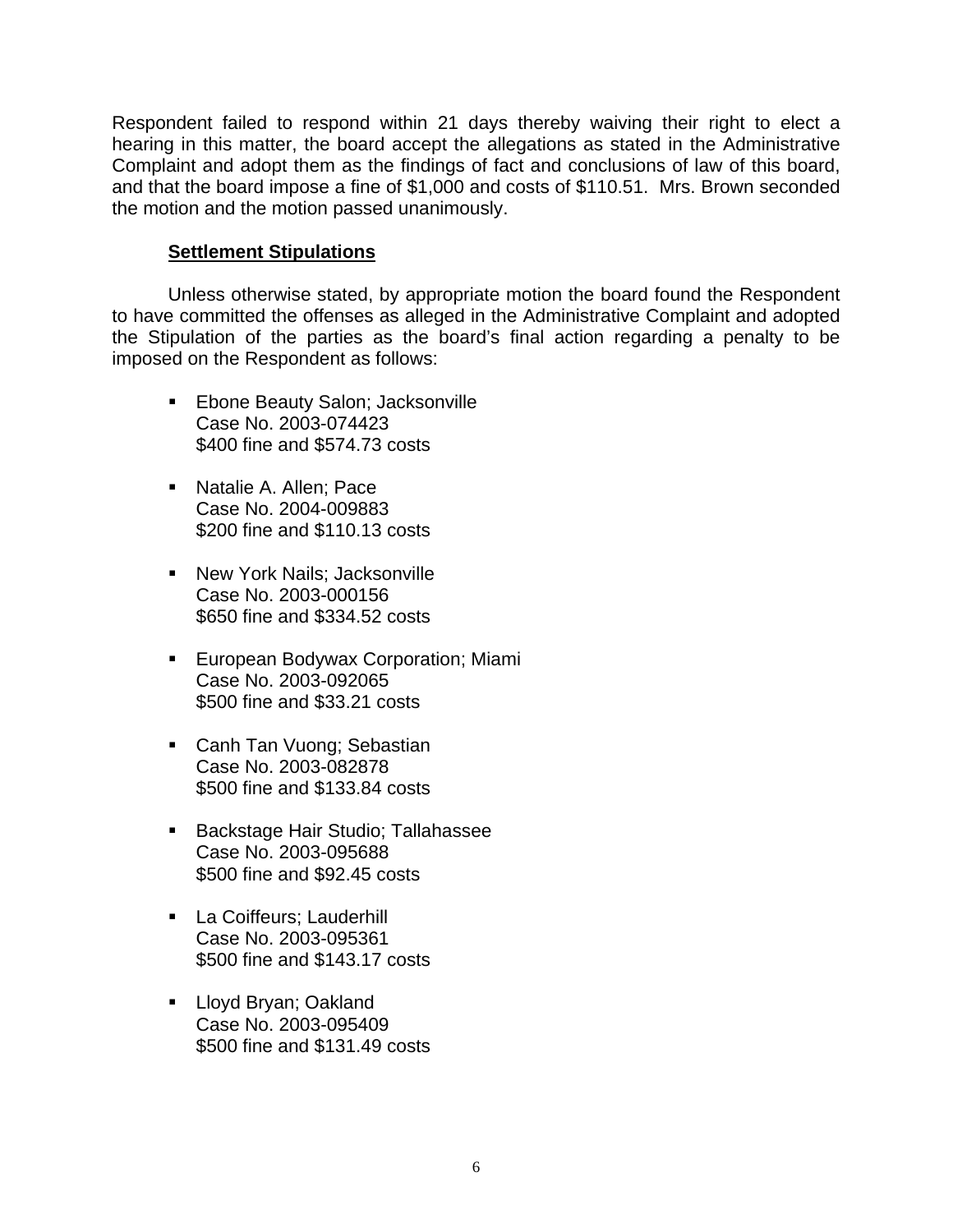Respondent failed to respond within 21 days thereby waiving their right to elect a hearing in this matter, the board accept the allegations as stated in the Administrative Complaint and adopt them as the findings of fact and conclusions of law of this board, and that the board impose a fine of $1,000 and costs of $110.51. Mrs. Brown seconded the motion and the motion passed unanimously.

**Settlement Stipulations**

Unless otherwise stated, by appropriate motion the board found the Respondent to have committed the offenses as alleged in the Administrative Complaint and adopted the Stipulation of the parties as the board's final action regarding a penalty to be imposed on the Respondent as follows:

- Ebone Beauty Salon; Jacksonville
  Case No. 2003-074423
  $400 fine and $574.73 costs

- Natalie A. Allen; Pace
  Case No. 2004-009883
  $200 fine and $110.13 costs

- New York Nails; Jacksonville
  Case No. 2003-000156
  $650 fine and $334.52 costs

- European Bodywax Corporation; Miami
  Case No. 2003-092065
  $500 fine and $33.21 costs

- Canh Tan Vuong; Sebastian
  Case No. 2003-082878
  $500 fine and $133.84 costs

- Backstage Hair Studio; Tallahassee
  Case No. 2003-095688
  $500 fine and $92.45 costs

- La Coiffeurs; Lauderhill
  Case No. 2003-095361
  $500 fine and $143.17 costs

- Lloyd Bryan; Oakland
  Case No. 2003-095409
  $500 fine and $131.49 costs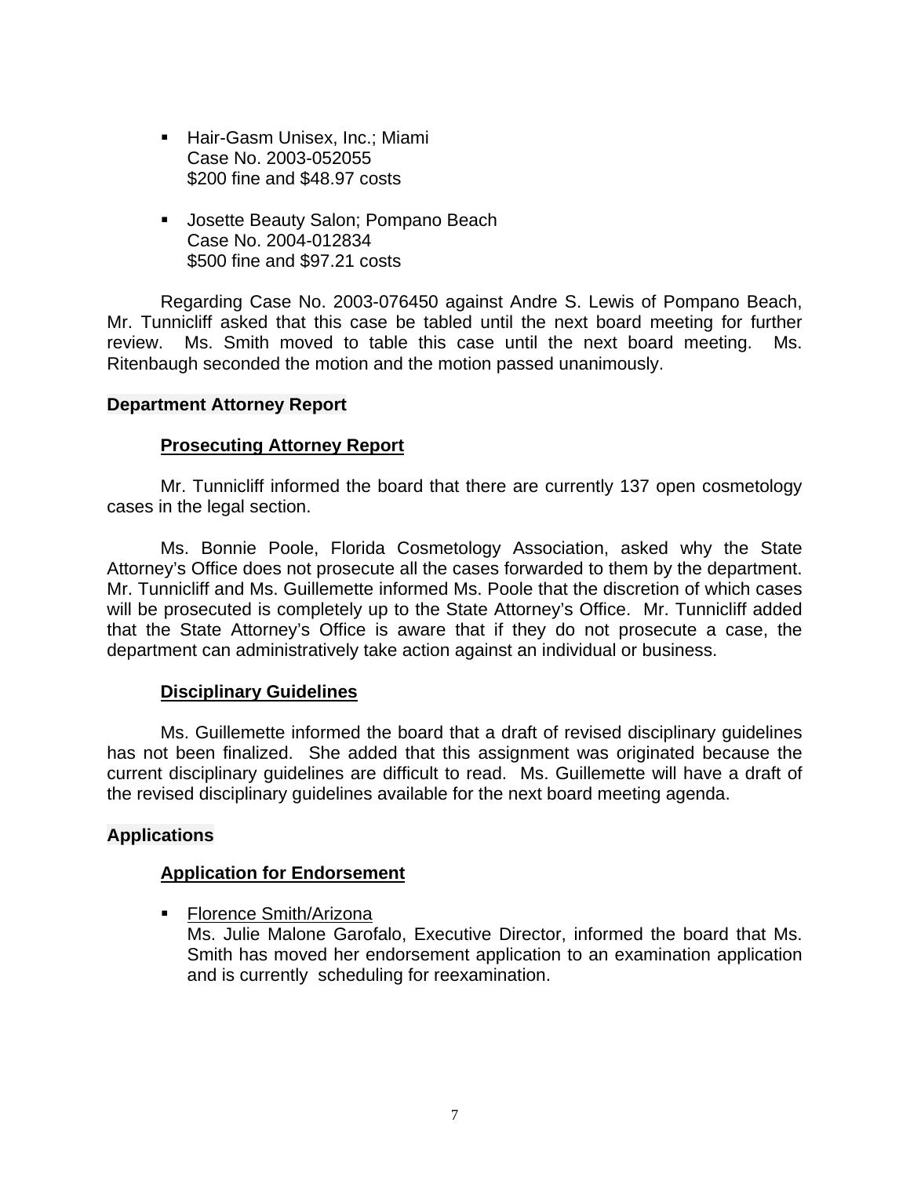- Hair-Gasm Unisex, Inc.; Miami
  Case No. 2003-052055
  $200 fine and $48.97 costs

- Josette Beauty Salon; Pompano Beach
  Case No. 2004-012834
  $500 fine and $97.21 costs

Regarding Case No. 2003-076450 against Andre S. Lewis of Pompano Beach, Mr. Tunnicliff asked that this case be tabled until the next board meeting for further review. Ms. Smith moved to table this case until the next board meeting. Ms. Ritenbaugh seconded the motion and the motion passed unanimously.

## Department Attorney Report

### Prosecuting Attorney Report

Mr. Tunnicliff informed the board that there are currently 137 open cosmetology cases in the legal section.

Ms. Bonnie Poole, Florida Cosmetology Association, asked why the State Attorney's Office does not prosecute all the cases forwarded to them by the department. Mr. Tunnicliff and Ms. Guillemette informed Ms. Poole that the discretion of which cases will be prosecuted is completely up to the State Attorney's Office. Mr. Tunnicliff added that the State Attorney's Office is aware that if they do not prosecute a case, the department can administratively take action against an individual or business.

### Disciplinary Guidelines

Ms. Guillemette informed the board that a draft of revised disciplinary guidelines has not been finalized. She added that this assignment was originated because the current disciplinary guidelines are difficult to read. Ms. Guillemette will have a draft of the revised disciplinary guidelines available for the next board meeting agenda.

## Applications

### Application for Endorsement

- Florence Smith/Arizona
  Ms. Julie Malone Garofalo, Executive Director, informed the board that Ms. Smith has moved her endorsement application to an examination application and is currently scheduling for reexamination.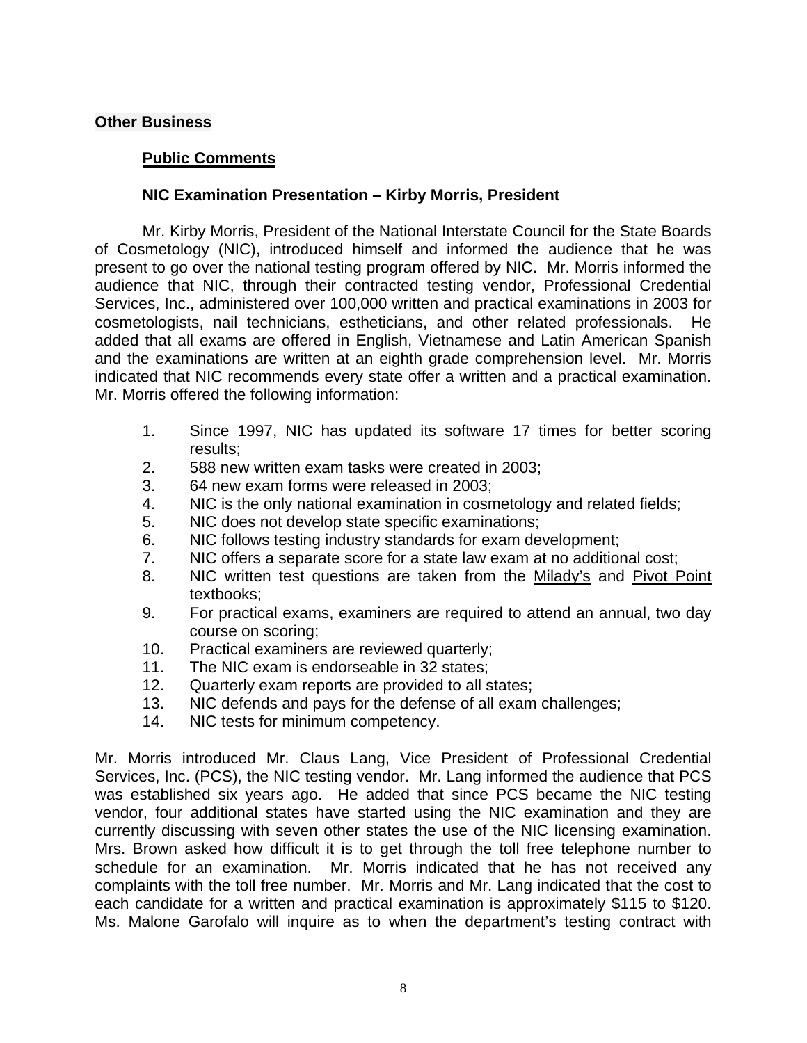**Other Business**

**Public Comments**

**NIC Examination Presentation – Kirby Morris, President**

Mr. Kirby Morris, President of the National Interstate Council for the State Boards of Cosmetology (NIC), introduced himself and informed the audience that he was present to go over the national testing program offered by NIC. Mr. Morris informed the audience that NIC, through their contracted testing vendor, Professional Credential Services, Inc., administered over 100,000 written and practical examinations in 2003 for cosmetologists, nail technicians, estheticians, and other related professionals. He added that all exams are offered in English, Vietnamese and Latin American Spanish and the examinations are written at an eighth grade comprehension level. Mr. Morris indicated that NIC recommends every state offer a written and a practical examination. Mr. Morris offered the following information:

1. Since 1997, NIC has updated its software 17 times for better scoring results;
2. 588 new written exam tasks were created in 2003;
3. 64 new exam forms were released in 2003;
4. NIC is the only national examination in cosmetology and related fields;
5. NIC does not develop state specific examinations;
6. NIC follows testing industry standards for exam development;
7. NIC offers a separate score for a state law exam at no additional cost;
8. NIC written test questions are taken from the Milady's and Pivot Point textbooks;
9. For practical exams, examiners are required to attend an annual, two day course on scoring;
10. Practical examiners are reviewed quarterly;
11. The NIC exam is endorseable in 32 states;
12. Quarterly exam reports are provided to all states;
13. NIC defends and pays for the defense of all exam challenges;
14. NIC tests for minimum competency.

Mr. Morris introduced Mr. Claus Lang, Vice President of Professional Credential Services, Inc. (PCS), the NIC testing vendor. Mr. Lang informed the audience that PCS was established six years ago. He added that since PCS became the NIC testing vendor, four additional states have started using the NIC examination and they are currently discussing with seven other states the use of the NIC licensing examination. Mrs. Brown asked how difficult it is to get through the toll free telephone number to schedule for an examination. Mr. Morris indicated that he has not received any complaints with the toll free number. Mr. Morris and Mr. Lang indicated that the cost to each candidate for a written and practical examination is approximately $115 to $120. Ms. Malone Garofalo will inquire as to when the department's testing contract with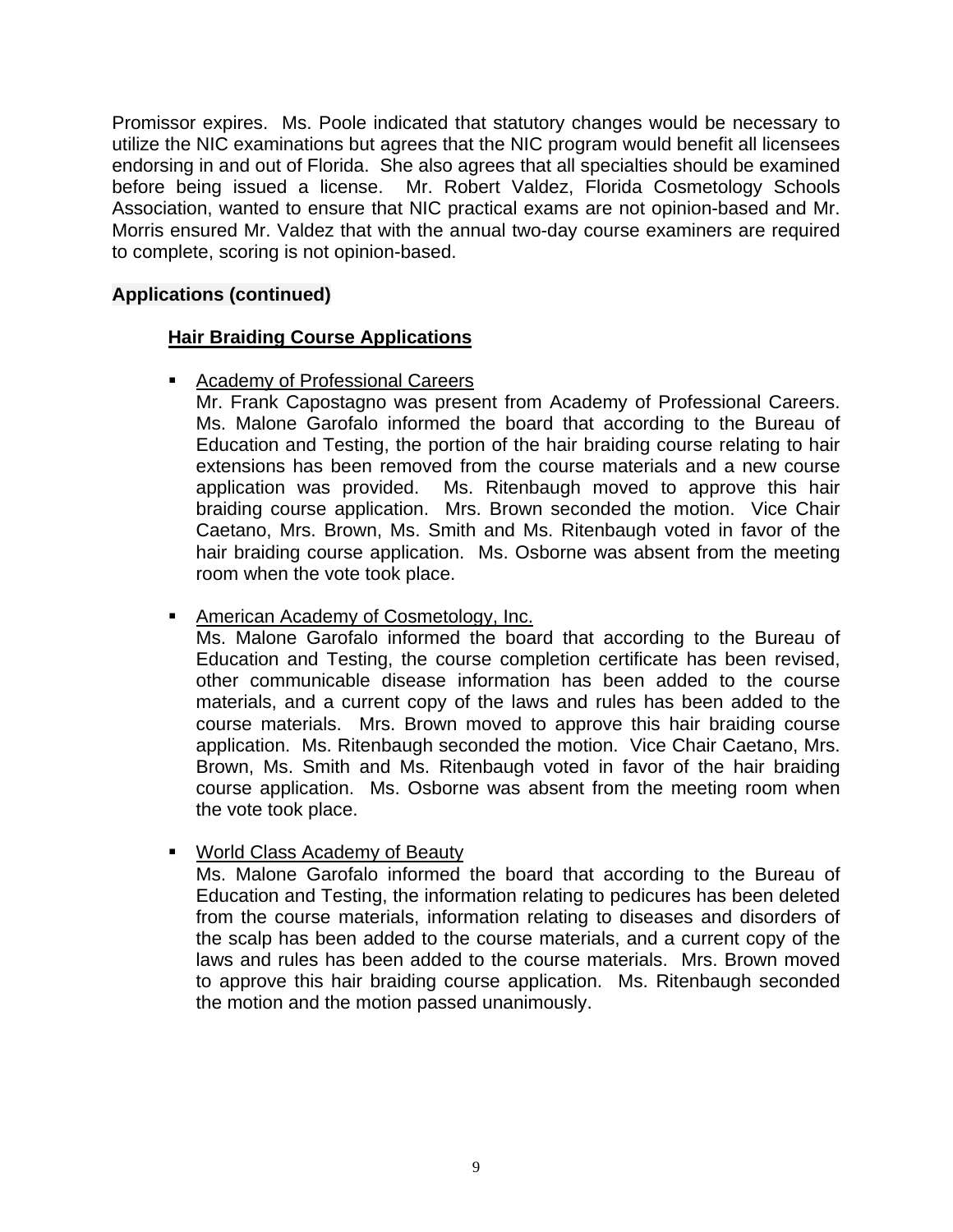Promissor expires. Ms. Poole indicated that statutory changes would be necessary to utilize the NIC examinations but agrees that the NIC program would benefit all licensees endorsing in and out of Florida. She also agrees that all specialties should be examined before being issued a license. Mr. Robert Valdez, Florida Cosmetology Schools Association, wanted to ensure that NIC practical exams are not opinion-based and Mr. Morris ensured Mr. Valdez that with the annual two-day course examiners are required to complete, scoring is not opinion-based.

**Applications (continued)**

**Hair Braiding Course Applications**

- Academy of Professional Careers
  Mr. Frank Capostagno was present from Academy of Professional Careers. Ms. Malone Garofalo informed the board that according to the Bureau of Education and Testing, the portion of the hair braiding course relating to hair extensions has been removed from the course materials and a new course application was provided. Ms. Ritenbaugh moved to approve this hair braiding course application. Mrs. Brown seconded the motion. Vice Chair Caetano, Mrs. Brown, Ms. Smith and Ms. Ritenbaugh voted in favor of the hair braiding course application. Ms. Osborne was absent from the meeting room when the vote took place.

- American Academy of Cosmetology, Inc.
  Ms. Malone Garofalo informed the board that according to the Bureau of Education and Testing, the course completion certificate has been revised, other communicable disease information has been added to the course materials, and a current copy of the laws and rules has been added to the course materials. Mrs. Brown moved to approve this hair braiding course application. Ms. Ritenbaugh seconded the motion. Vice Chair Caetano, Mrs. Brown, Ms. Smith and Ms. Ritenbaugh voted in favor of the hair braiding course application. Ms. Osborne was absent from the meeting room when the vote took place.

- World Class Academy of Beauty
  Ms. Malone Garofalo informed the board that according to the Bureau of Education and Testing, the information relating to pedicures has been deleted from the course materials, information relating to diseases and disorders of the scalp has been added to the course materials, and a current copy of the laws and rules has been added to the course materials. Mrs. Brown moved to approve this hair braiding course application. Ms. Ritenbaugh seconded the motion and the motion passed unanimously.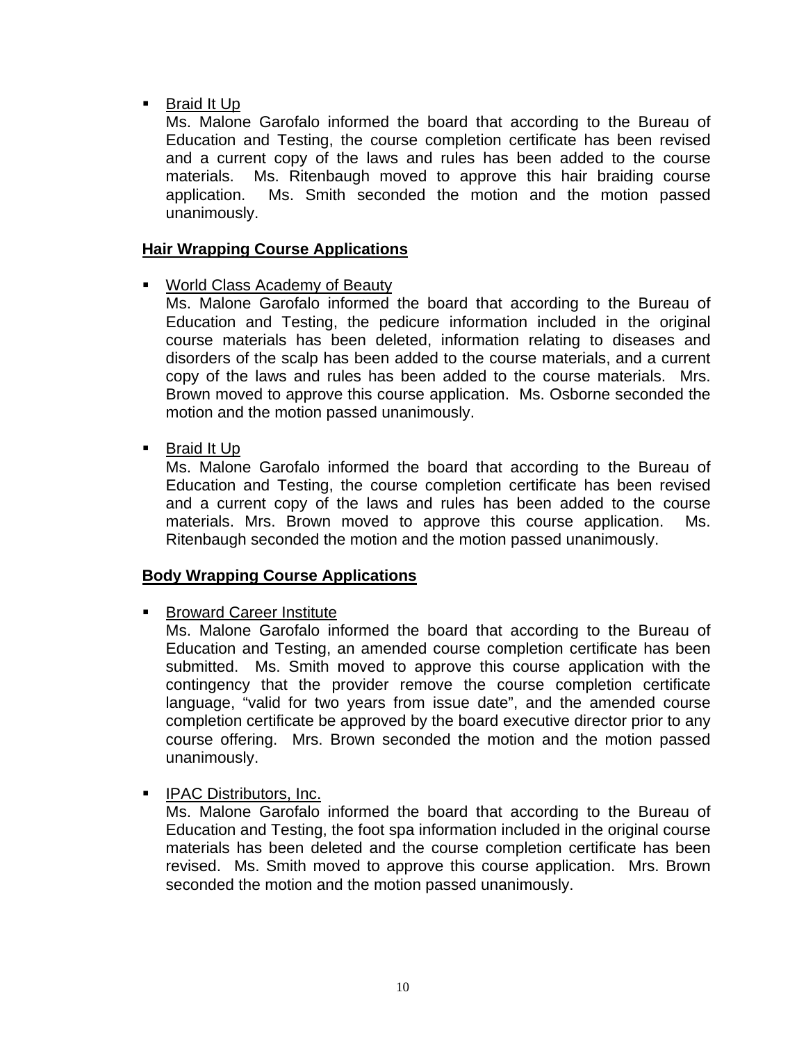- Braid It Up
  Ms. Malone Garofalo informed the board that according to the Bureau of Education and Testing, the course completion certificate has been revised and a current copy of the laws and rules has been added to the course materials. Ms. Ritenbaugh moved to approve this hair braiding course application. Ms. Smith seconded the motion and the motion passed unanimously.

**Hair Wrapping Course Applications**

- World Class Academy of Beauty
  Ms. Malone Garofalo informed the board that according to the Bureau of Education and Testing, the pedicure information included in the original course materials has been deleted, information relating to diseases and disorders of the scalp has been added to the course materials, and a current copy of the laws and rules has been added to the course materials. Mrs. Brown moved to approve this course application. Ms. Osborne seconded the motion and the motion passed unanimously.

- Braid It Up
  Ms. Malone Garofalo informed the board that according to the Bureau of Education and Testing, the course completion certificate has been revised and a current copy of the laws and rules has been added to the course materials. Mrs. Brown moved to approve this course application. Ms. Ritenbaugh seconded the motion and the motion passed unanimously.

**Body Wrapping Course Applications**

- Broward Career Institute
  Ms. Malone Garofalo informed the board that according to the Bureau of Education and Testing, an amended course completion certificate has been submitted. Ms. Smith moved to approve this course application with the contingency that the provider remove the course completion certificate language, "valid for two years from issue date", and the amended course completion certificate be approved by the board executive director prior to any course offering. Mrs. Brown seconded the motion and the motion passed unanimously.

- IPAC Distributors, Inc.
  Ms. Malone Garofalo informed the board that according to the Bureau of Education and Testing, the foot spa information included in the original course materials has been deleted and the course completion certificate has been revised. Ms. Smith moved to approve this course application. Mrs. Brown seconded the motion and the motion passed unanimously.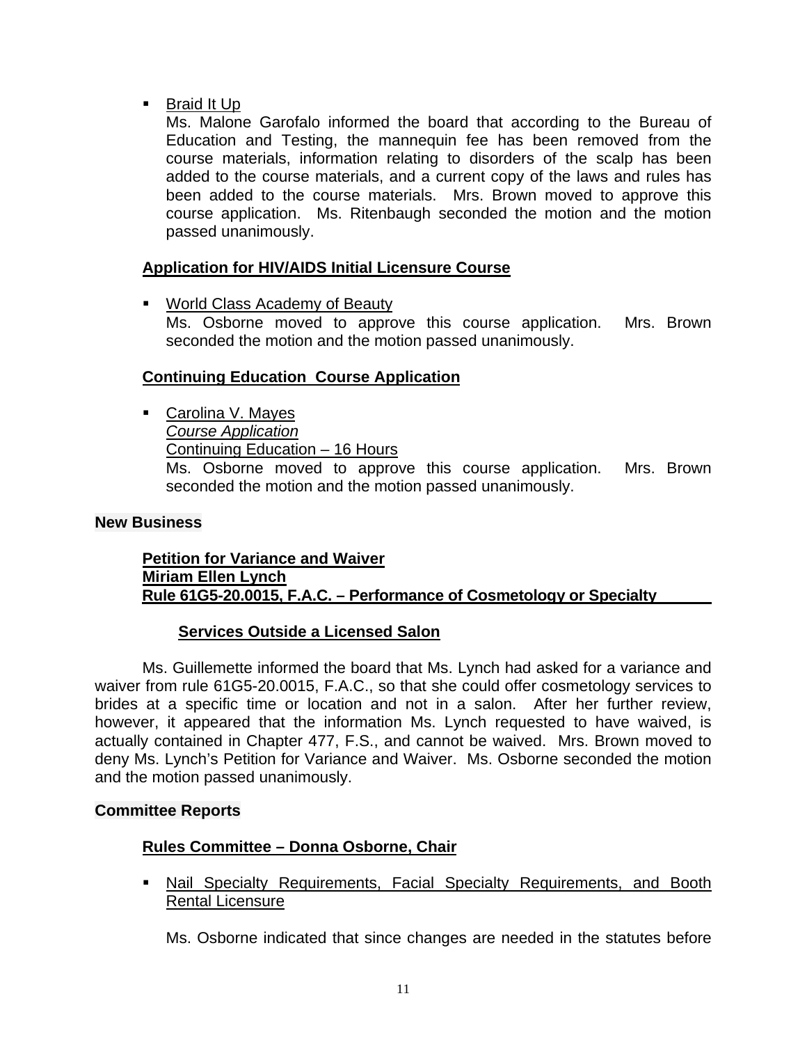- Braid It Up

  Ms. Malone Garofalo informed the board that according to the Bureau of Education and Testing, the mannequin fee has been removed from the course materials, information relating to disorders of the scalp has been added to the course materials, and a current copy of the laws and rules has been added to the course materials. Mrs. Brown moved to approve this course application. Ms. Ritenbaugh seconded the motion and the motion passed unanimously.

**Application for HIV/AIDS Initial Licensure Course**

- World Class Academy of Beauty

  Ms. Osborne moved to approve this course application. Mrs. Brown seconded the motion and the motion passed unanimously.

**Continuing Education Course Application**

- Carolina V. Mayes
  *Course Application*
  Continuing Education – 16 Hours
  Ms. Osborne moved to approve this course application. Mrs. Brown seconded the motion and the motion passed unanimously.

**New Business**

**Petition for Variance and Waiver**
**Miriam Ellen Lynch**
**Rule 61G5-20.0015, F.A.C. – Performance of Cosmetology or Specialty Services Outside a Licensed Salon**

Ms. Guillemette informed the board that Ms. Lynch had asked for a variance and waiver from rule 61G5-20.0015, F.A.C., so that she could offer cosmetology services to brides at a specific time or location and not in a salon. After her further review, however, it appeared that the information Ms. Lynch requested to have waived, is actually contained in Chapter 477, F.S., and cannot be waived. Mrs. Brown moved to deny Ms. Lynch's Petition for Variance and Waiver. Ms. Osborne seconded the motion and the motion passed unanimously.

**Committee Reports**

**Rules Committee – Donna Osborne, Chair**

- Nail Specialty Requirements, Facial Specialty Requirements, and Booth Rental Licensure

  Ms. Osborne indicated that since changes are needed in the statutes before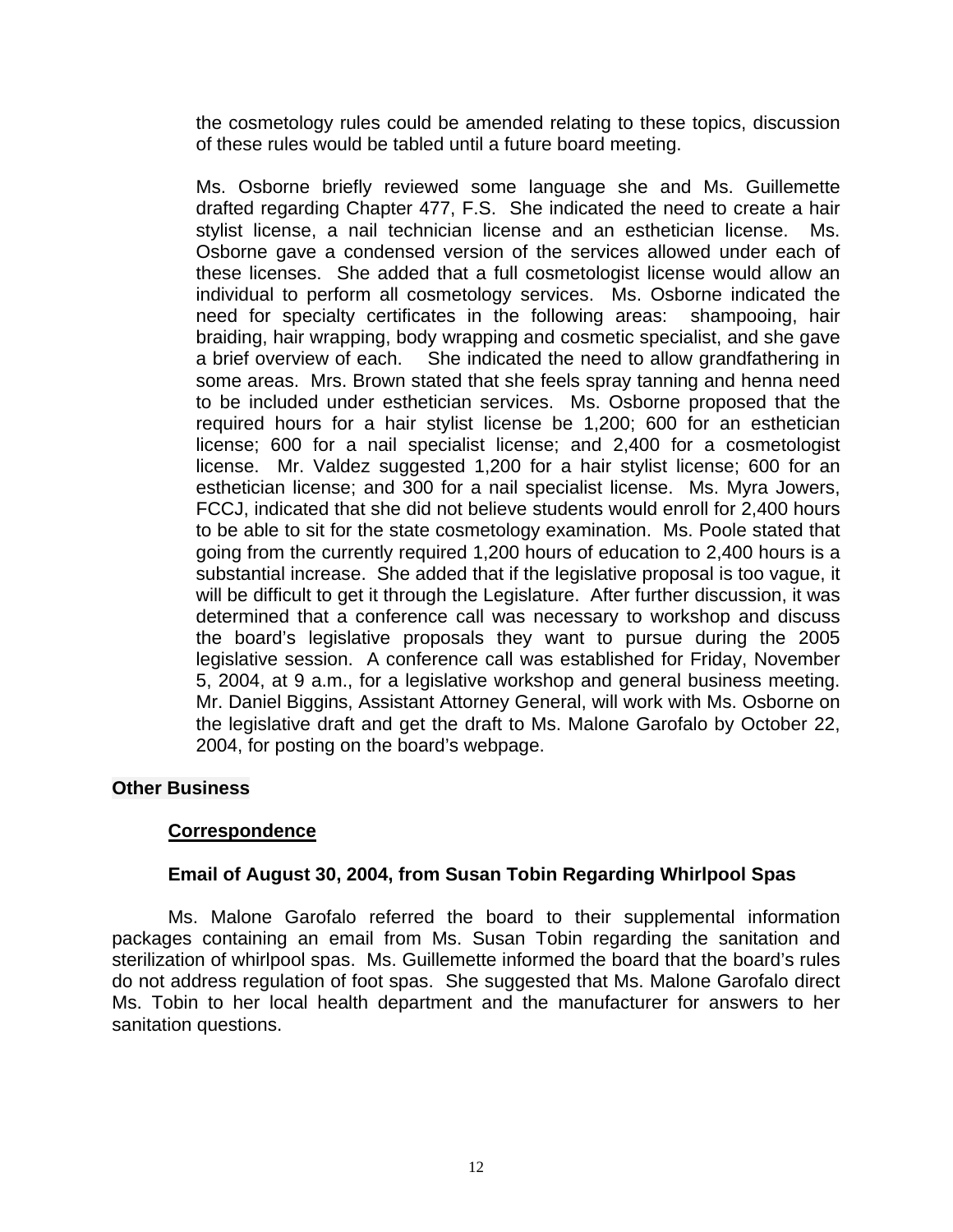the cosmetology rules could be amended relating to these topics, discussion of these rules would be tabled until a future board meeting.

Ms. Osborne briefly reviewed some language she and Ms. Guillemette drafted regarding Chapter 477, F.S. She indicated the need to create a hair stylist license, a nail technician license and an esthetician license. Ms. Osborne gave a condensed version of the services allowed under each of these licenses. She added that a full cosmetologist license would allow an individual to perform all cosmetology services. Ms. Osborne indicated the need for specialty certificates in the following areas: shampooing, hair braiding, hair wrapping, body wrapping and cosmetic specialist, and she gave a brief overview of each. She indicated the need to allow grandfathering in some areas. Mrs. Brown stated that she feels spray tanning and henna need to be included under esthetician services. Ms. Osborne proposed that the required hours for a hair stylist license be 1,200; 600 for an esthetician license; 600 for a nail specialist license; and 2,400 for a cosmetologist license. Mr. Valdez suggested 1,200 for a hair stylist license; 600 for an esthetician license; and 300 for a nail specialist license. Ms. Myra Jowers, FCCJ, indicated that she did not believe students would enroll for 2,400 hours to be able to sit for the state cosmetology examination. Ms. Poole stated that going from the currently required 1,200 hours of education to 2,400 hours is a substantial increase. She added that if the legislative proposal is too vague, it will be difficult to get it through the Legislature. After further discussion, it was determined that a conference call was necessary to workshop and discuss the board's legislative proposals they want to pursue during the 2005 legislative session. A conference call was established for Friday, November 5, 2004, at 9 a.m., for a legislative workshop and general business meeting. Mr. Daniel Biggins, Assistant Attorney General, will work with Ms. Osborne on the legislative draft and get the draft to Ms. Malone Garofalo by October 22, 2004, for posting on the board's webpage.

## Other Business

### Correspondence

#### Email of August 30, 2004, from Susan Tobin Regarding Whirlpool Spas

Ms. Malone Garofalo referred the board to their supplemental information packages containing an email from Ms. Susan Tobin regarding the sanitation and sterilization of whirlpool spas. Ms. Guillemette informed the board that the board's rules do not address regulation of foot spas. She suggested that Ms. Malone Garofalo direct Ms. Tobin to her local health department and the manufacturer for answers to her sanitation questions.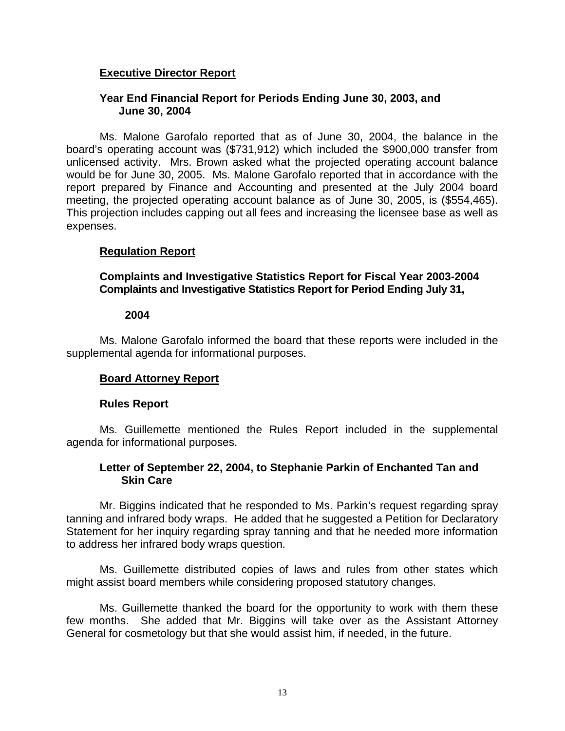## Executive Director Report

### Year End Financial Report for Periods Ending June 30, 2003, and June 30, 2004

Ms. Malone Garofalo reported that as of June 30, 2004, the balance in the board's operating account was ($731,912) which included the $900,000 transfer from unlicensed activity. Mrs. Brown asked what the projected operating account balance would be for June 30, 2005. Ms. Malone Garofalo reported that in accordance with the report prepared by Finance and Accounting and presented at the July 2004 board meeting, the projected operating account balance as of June 30, 2005, is ($554,465). This projection includes capping out all fees and increasing the licensee base as well as expenses.

## Regulation Report

### Complaints and Investigative Statistics Report for Fiscal Year 2003-2004
### Complaints and Investigative Statistics Report for Period Ending July 31, 2004

Ms. Malone Garofalo informed the board that these reports were included in the supplemental agenda for informational purposes.

## Board Attorney Report

### Rules Report

Ms. Guillemette mentioned the Rules Report included in the supplemental agenda for informational purposes.

### Letter of September 22, 2004, to Stephanie Parkin of Enchanted Tan and Skin Care

Mr. Biggins indicated that he responded to Ms. Parkin's request regarding spray tanning and infrared body wraps. He added that he suggested a Petition for Declaratory Statement for her inquiry regarding spray tanning and that he needed more information to address her infrared body wraps question.

Ms. Guillemette distributed copies of laws and rules from other states which might assist board members while considering proposed statutory changes.

Ms. Guillemette thanked the board for the opportunity to work with them these few months. She added that Mr. Biggins will take over as the Assistant Attorney General for cosmetology but that she would assist him, if needed, in the future.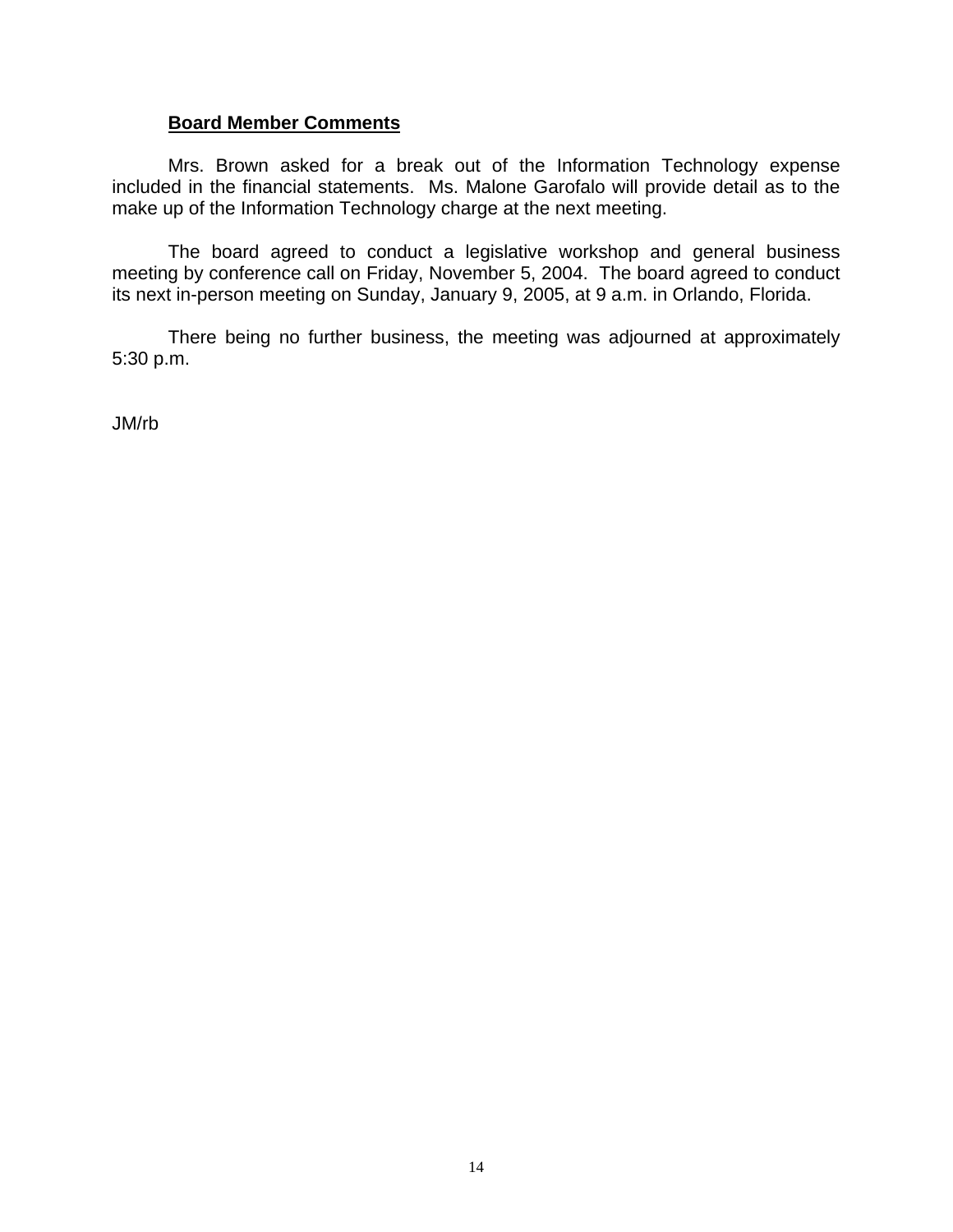**Board Member Comments**

Mrs. Brown asked for a break out of the Information Technology expense included in the financial statements. Ms. Malone Garofalo will provide detail as to the make up of the Information Technology charge at the next meeting.

The board agreed to conduct a legislative workshop and general business meeting by conference call on Friday, November 5, 2004. The board agreed to conduct its next in-person meeting on Sunday, January 9, 2005, at 9 a.m. in Orlando, Florida.

There being no further business, the meeting was adjourned at approximately 5:30 p.m.

JM/rb